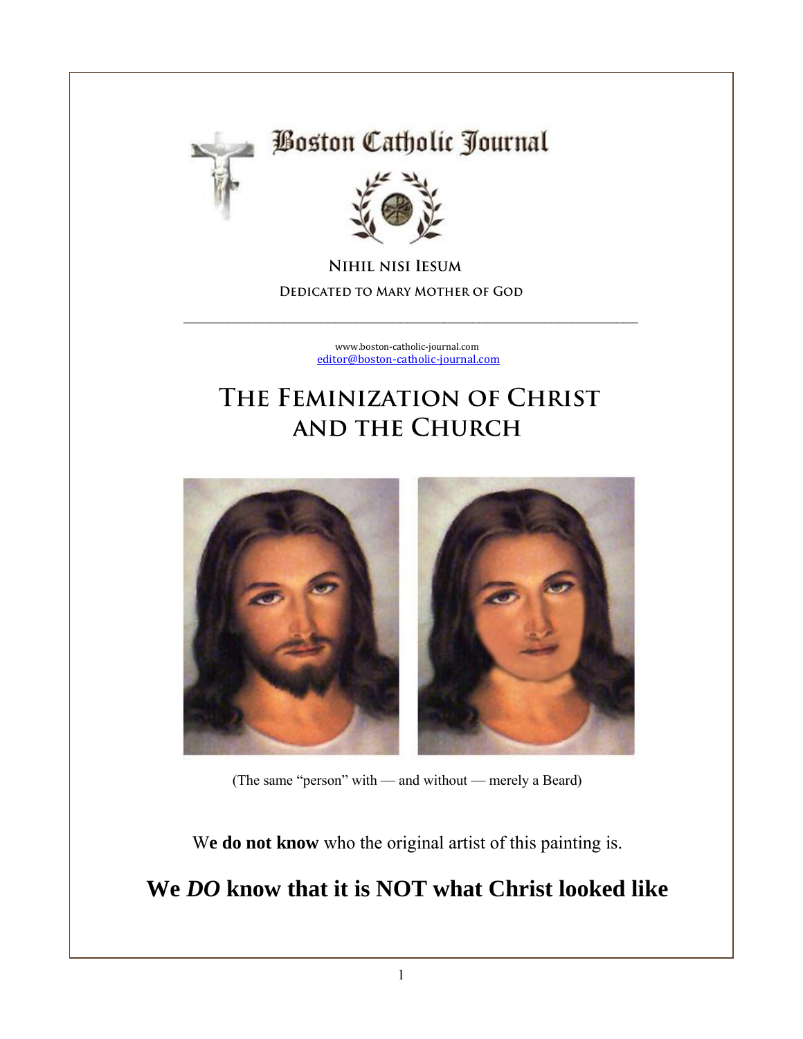# Boston Catholic Journal

**Nihil nisi Iesum**

**Dedicated to Mary Mother of God**

---

www.boston-catholic-journal.com
editor@boston-catholic-journal.com

# The Feminization of Christ and the Church

(The same "person" with — and without — merely a Beard)

We **do not know** who the original artist of this painting is.

## We *DO* know that it is NOT what Christ looked like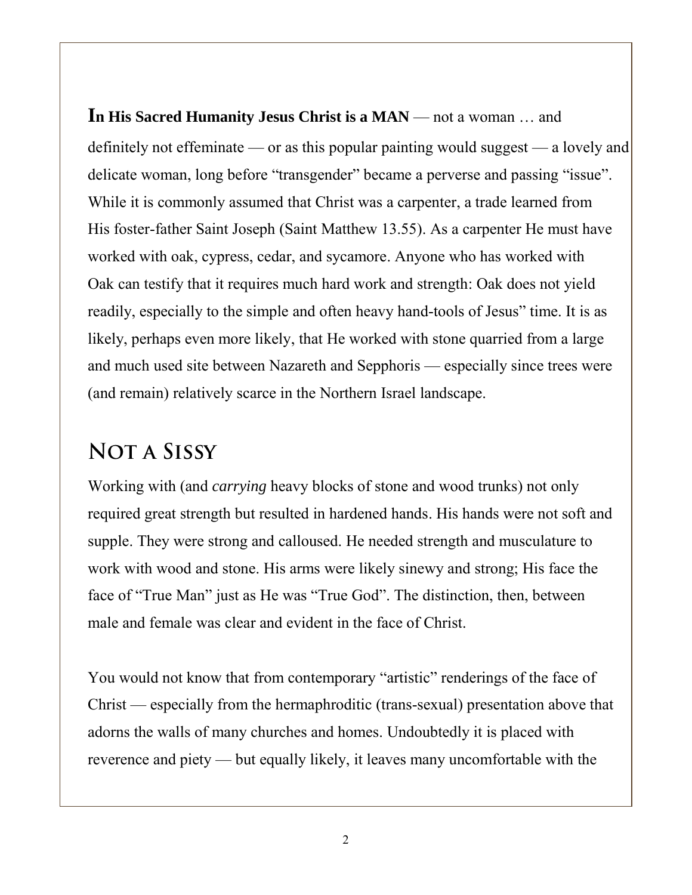**In His Sacred Humanity Jesus Christ is a MAN** — not a woman … and definitely not effeminate — or as this popular painting would suggest — a lovely and delicate woman, long before "transgender" became a perverse and passing "issue". While it is commonly assumed that Christ was a carpenter, a trade learned from His foster-father Saint Joseph (Saint Matthew 13.55). As a carpenter He must have worked with oak, cypress, cedar, and sycamore. Anyone who has worked with Oak can testify that it requires much hard work and strength: Oak does not yield readily, especially to the simple and often heavy hand-tools of Jesus" time. It is as likely, perhaps even more likely, that He worked with stone quarried from a large and much used site between Nazareth and Sepphoris — especially since trees were (and remain) relatively scarce in the Northern Israel landscape.

## Not a Sissy

Working with (and *carrying* heavy blocks of stone and wood trunks) not only required great strength but resulted in hardened hands. His hands were not soft and supple. They were strong and calloused. He needed strength and musculature to work with wood and stone. His arms were likely sinewy and strong; His face the face of "True Man" just as He was "True God". The distinction, then, between male and female was clear and evident in the face of Christ.

You would not know that from contemporary "artistic" renderings of the face of Christ — especially from the hermaphroditic (trans-sexual) presentation above that adorns the walls of many churches and homes. Undoubtedly it is placed with reverence and piety — but equally likely, it leaves many uncomfortable with the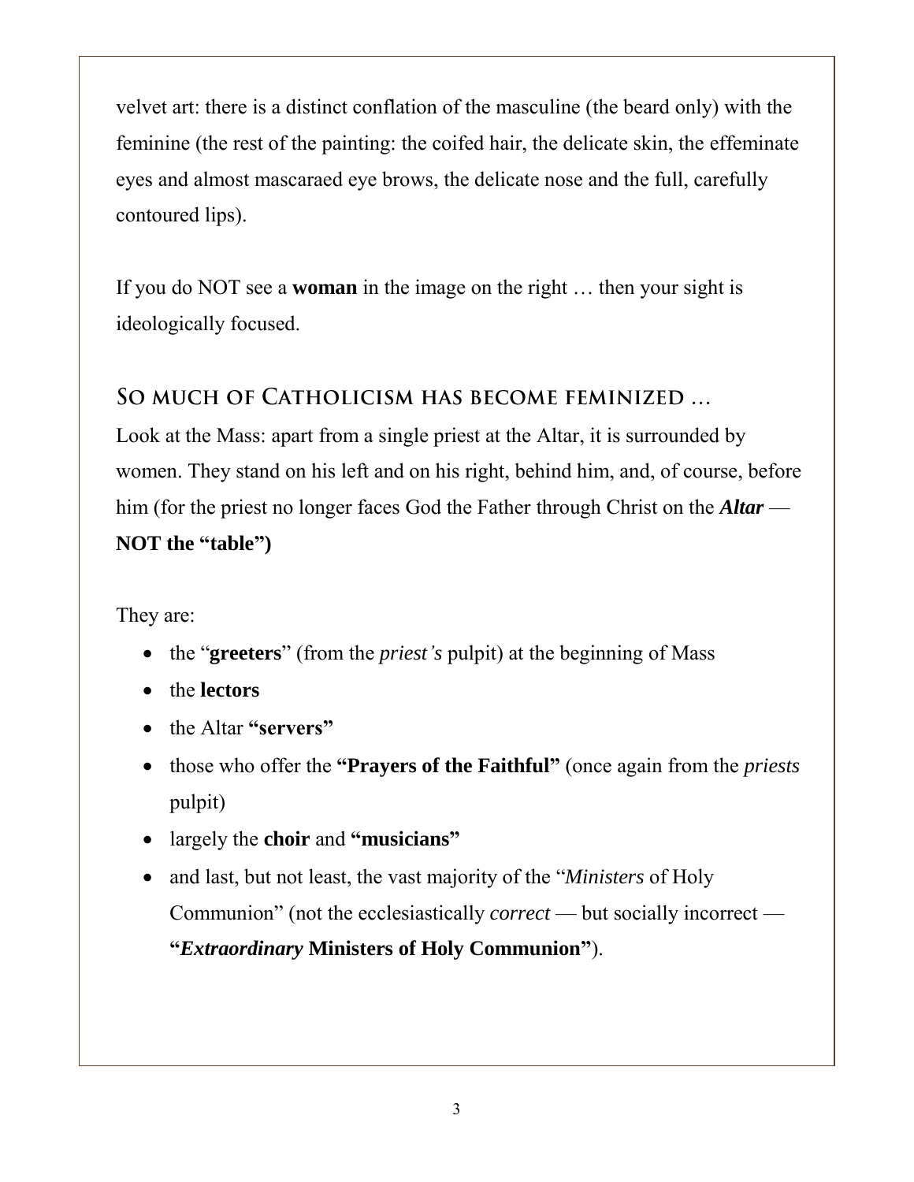velvet art: there is a distinct conflation of the masculine (the beard only) with the feminine (the rest of the painting: the coifed hair, the delicate skin, the effeminate eyes and almost mascaraed eye brows, the delicate nose and the full, carefully contoured lips).

If you do NOT see a **woman** in the image on the right … then your sight is ideologically focused.

## So much of Catholicism has become feminized …

Look at the Mass: apart from a single priest at the Altar, it is surrounded by women. They stand on his left and on his right, behind him, and, of course, before him (for the priest no longer faces God the Father through Christ on the ***Altar*** — **NOT the "table")**

They are:

- the "**greeters**" (from the *priest's* pulpit) at the beginning of Mass
- the **lectors**
- the Altar **"servers"**
- those who offer the **"Prayers of the Faithful"** (once again from the *priests* pulpit)
- largely the **choir** and **"musicians"**
- and last, but not least, the vast majority of the "*Ministers* of Holy Communion" (not the ecclesiastically *correct* — but socially incorrect — **"*Extraordinary* Ministers of Holy Communion"**).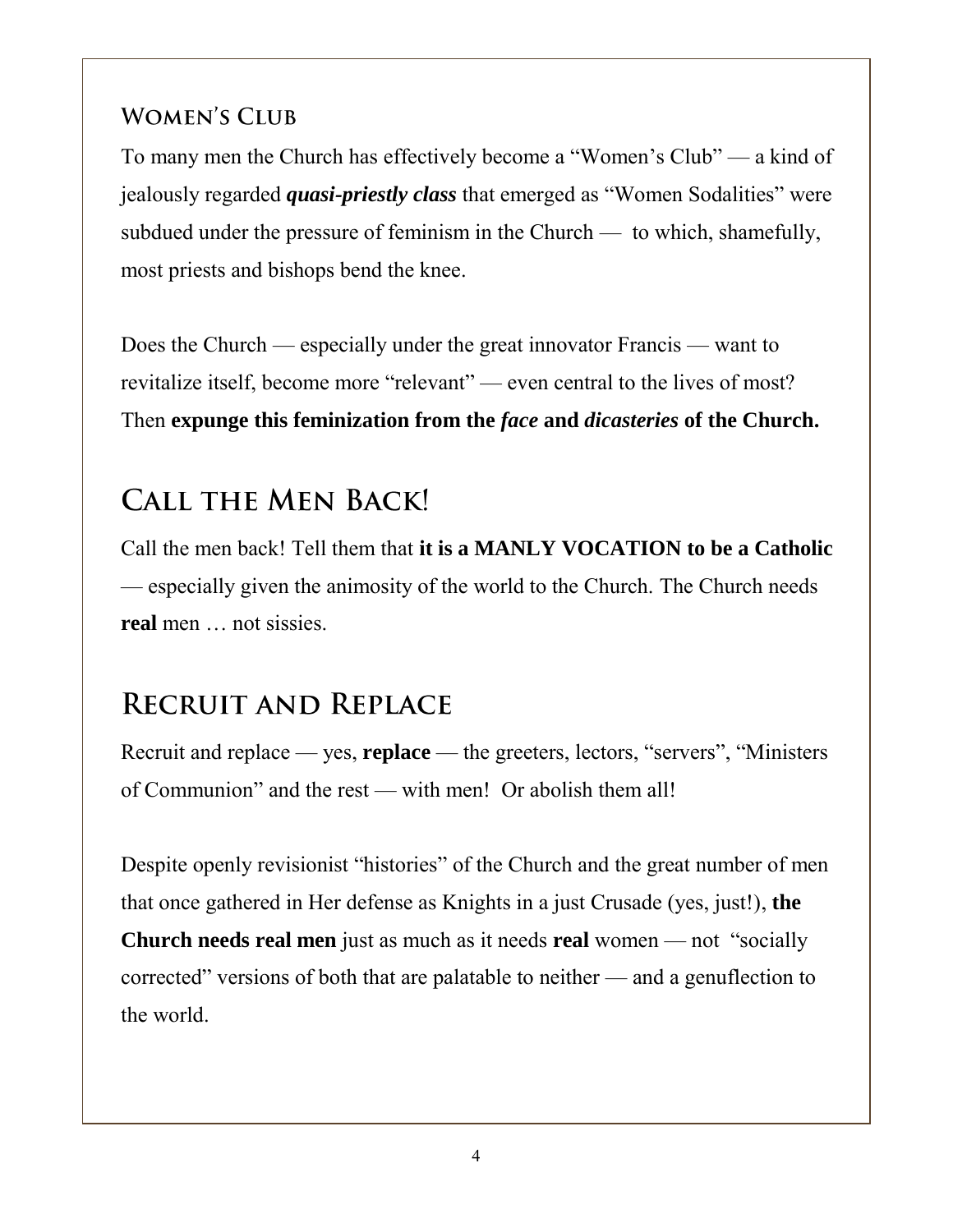### Women's Club

To many men the Church has effectively become a "Women's Club" — a kind of jealously regarded ***quasi-priestly class*** that emerged as "Women Sodalities" were subdued under the pressure of feminism in the Church — to which, shamefully, most priests and bishops bend the knee.

Does the Church — especially under the great innovator Francis — want to revitalize itself, become more "relevant" — even central to the lives of most? Then **expunge this feminization from the *face* and *dicasteries* of the Church.**

## Call the Men Back!

Call the men back! Tell them that **it is a MANLY VOCATION to be a Catholic** — especially given the animosity of the world to the Church. The Church needs **real** men … not sissies.

## Recruit and Replace

Recruit and replace — yes, **replace** — the greeters, lectors, "servers", "Ministers of Communion" and the rest — with men! Or abolish them all!

Despite openly revisionist "histories" of the Church and the great number of men that once gathered in Her defense as Knights in a just Crusade (yes, just!), **the Church needs real men** just as much as it needs **real** women — not "socially corrected" versions of both that are palatable to neither — and a genuflection to the world.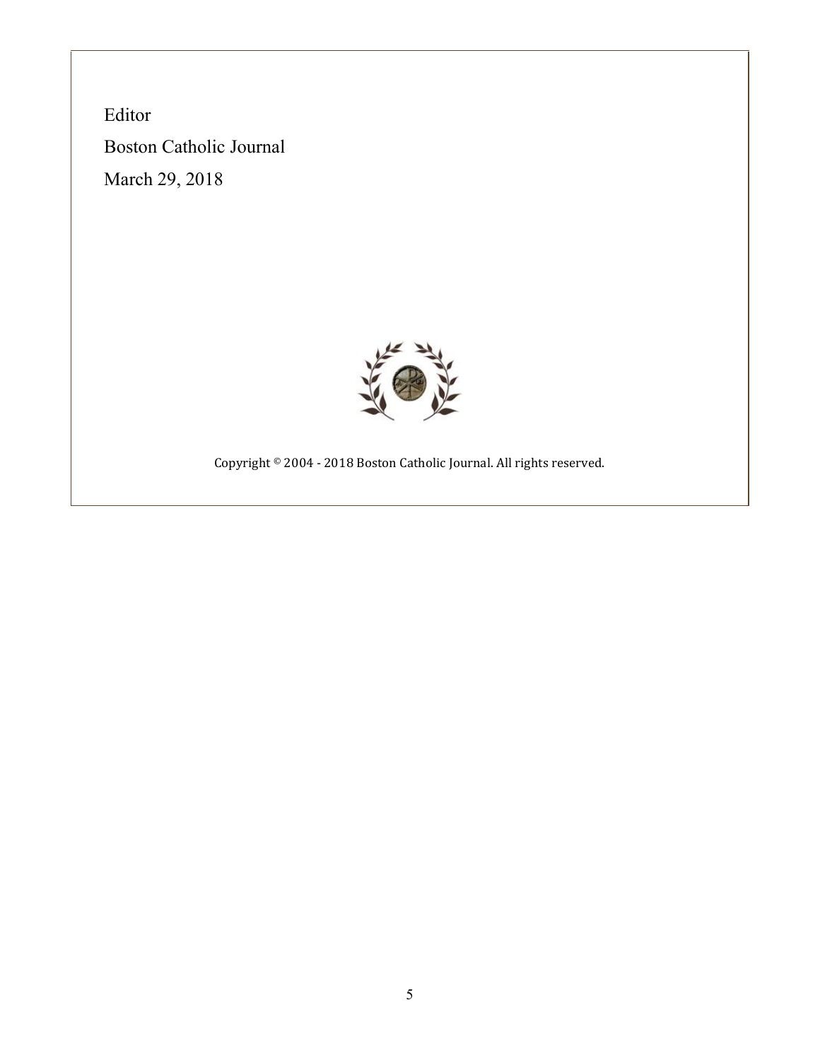Editor

Boston Catholic Journal

March 29, 2018

Copyright © 2004 - 2018 Boston Catholic Journal. All rights reserved.